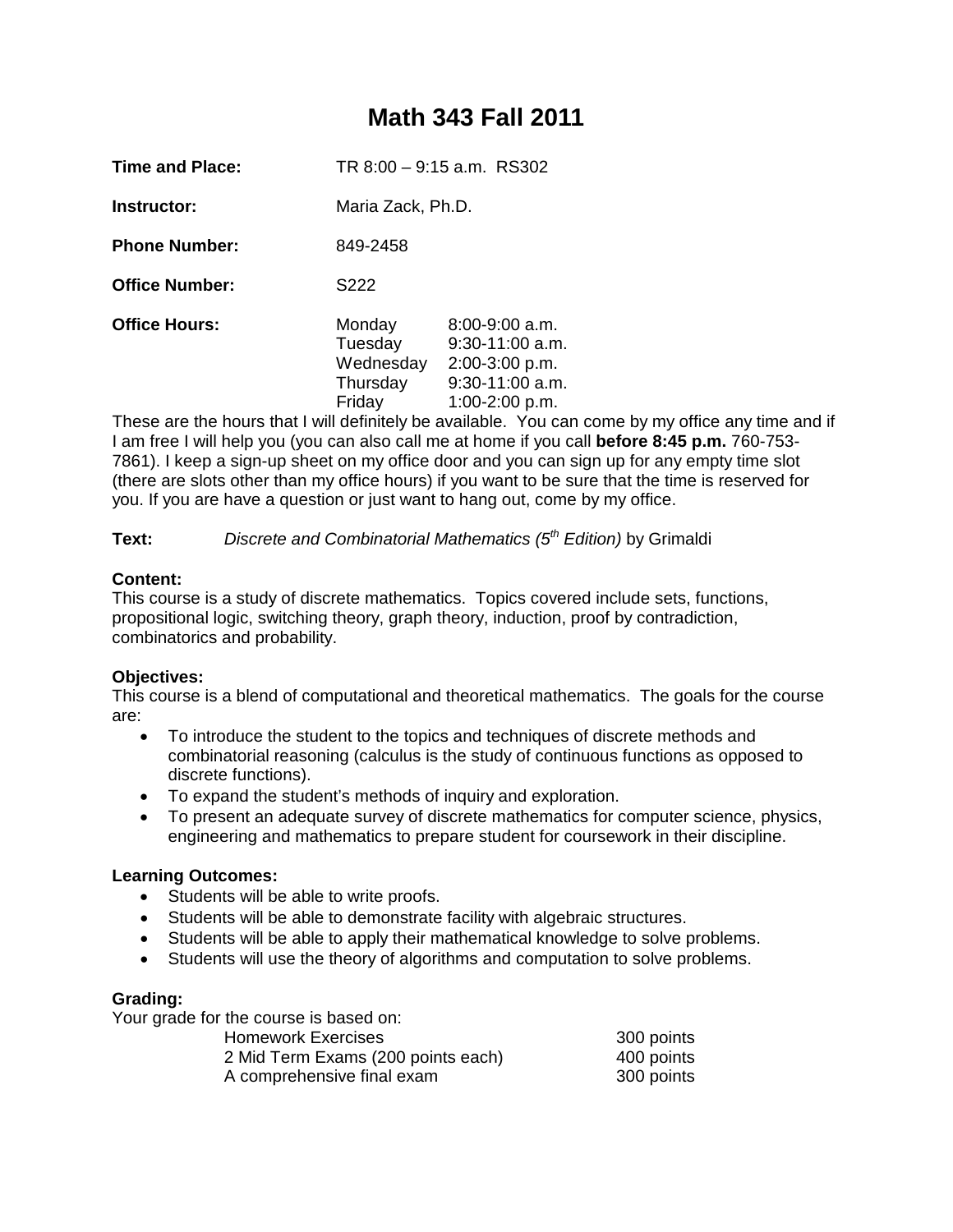# Math 343 Fall 2011

**Time and Place:** TR 8:00 – 9:15 a.m. RS302

**Instructor:** Maria Zack, Ph.D.

**Phone Number:** 849-2458

**Office Number:** S222

**Office Hours:**

| | |
|---|---|
| Monday | 8:00-9:00 a.m. |
| Tuesday | 9:30-11:00 a.m. |
| Wednesday | 2:00-3:00 p.m. |
| Thursday | 9:30-11:00 a.m. |
| Friday | 1:00-2:00 p.m. |

These are the hours that I will definitely be available. You can come by my office any time and if I am free I will help you (you can also call me at home if you call **before 8:45 p.m.** 760-753-7861). I keep a sign-up sheet on my office door and you can sign up for any empty time slot (there are slots other than my office hours) if you want to be sure that the time is reserved for you. If you are have a question or just want to hang out, come by my office.

**Text:** *Discrete and Combinatorial Mathematics (5th Edition)* by Grimaldi

**Content:**
This course is a study of discrete mathematics. Topics covered include sets, functions, propositional logic, switching theory, graph theory, induction, proof by contradiction, combinatorics and probability.

**Objectives:**
This course is a blend of computational and theoretical mathematics. The goals for the course are:

- To introduce the student to the topics and techniques of discrete methods and combinatorial reasoning (calculus is the study of continuous functions as opposed to discrete functions).
- To expand the student's methods of inquiry and exploration.
- To present an adequate survey of discrete mathematics for computer science, physics, engineering and mathematics to prepare student for coursework in their discipline.

**Learning Outcomes:**

- Students will be able to write proofs.
- Students will be able to demonstrate facility with algebraic structures.
- Students will be able to apply their mathematical knowledge to solve problems.
- Students will use the theory of algorithms and computation to solve problems.

**Grading:**
Your grade for the course is based on:

| | |
|---|---|
| Homework Exercises | 300 points |
| 2 Mid Term Exams (200 points each) | 400 points |
| A comprehensive final exam | 300 points |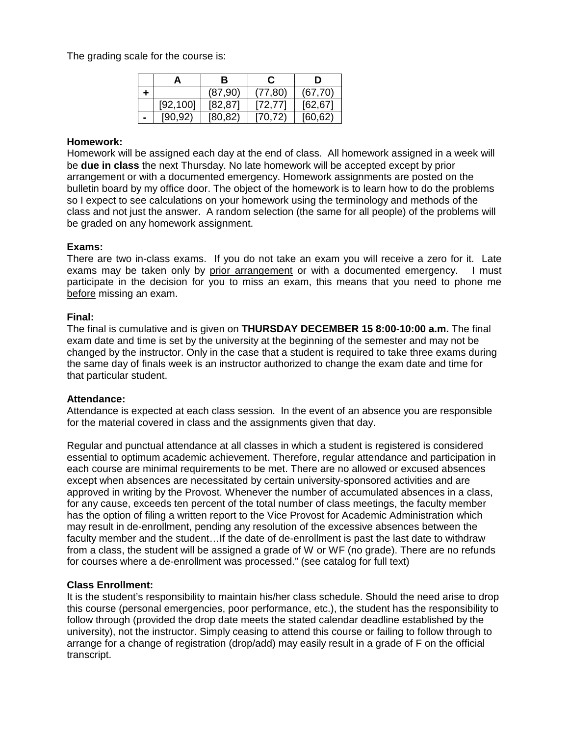The grading scale for the course is:

| | A | B | C | D |
|---|---|---|---|---|
| + | | (87,90) | (77,80) | (67,70) |
| | [92,100] | [82,87] | [72,77] | [62,67] |
| - | [90,92) | [80,82) | [70,72) | [60,62) |

**Homework:**
Homework will be assigned each day at the end of class. All homework assigned in a week will be **due in class** the next Thursday. No late homework will be accepted except by prior arrangement or with a documented emergency. Homework assignments are posted on the bulletin board by my office door. The object of the homework is to learn how to do the problems so I expect to see calculations on your homework using the terminology and methods of the class and not just the answer. A random selection (the same for all people) of the problems will be graded on any homework assignment.

**Exams:**
There are two in-class exams. If you do not take an exam you will receive a zero for it. Late exams may be taken only by prior arrangement or with a documented emergency. I must participate in the decision for you to miss an exam, this means that you need to phone me before missing an exam.

**Final:**
The final is cumulative and is given on **THURSDAY DECEMBER 15 8:00-10:00 a.m.** The final exam date and time is set by the university at the beginning of the semester and may not be changed by the instructor. Only in the case that a student is required to take three exams during the same day of finals week is an instructor authorized to change the exam date and time for that particular student.

**Attendance:**
Attendance is expected at each class session. In the event of an absence you are responsible for the material covered in class and the assignments given that day.

Regular and punctual attendance at all classes in which a student is registered is considered essential to optimum academic achievement. Therefore, regular attendance and participation in each course are minimal requirements to be met. There are no allowed or excused absences except when absences are necessitated by certain university-sponsored activities and are approved in writing by the Provost. Whenever the number of accumulated absences in a class, for any cause, exceeds ten percent of the total number of class meetings, the faculty member has the option of filing a written report to the Vice Provost for Academic Administration which may result in de-enrollment, pending any resolution of the excessive absences between the faculty member and the student…If the date of de-enrollment is past the last date to withdraw from a class, the student will be assigned a grade of W or WF (no grade). There are no refunds for courses where a de-enrollment was processed." (see catalog for full text)

**Class Enrollment:**
It is the student's responsibility to maintain his/her class schedule. Should the need arise to drop this course (personal emergencies, poor performance, etc.), the student has the responsibility to follow through (provided the drop date meets the stated calendar deadline established by the university), not the instructor. Simply ceasing to attend this course or failing to follow through to arrange for a change of registration (drop/add) may easily result in a grade of F on the official transcript.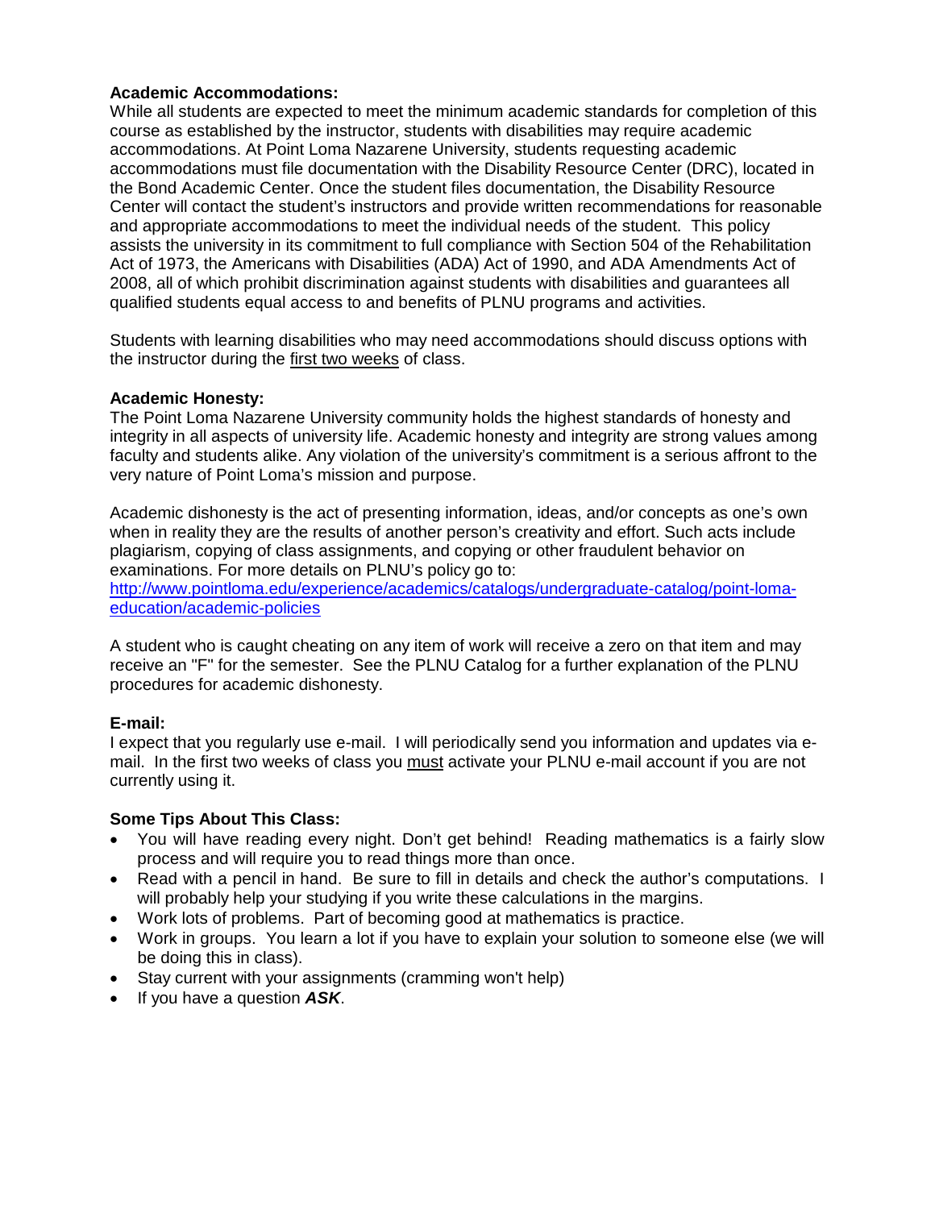**Academic Accommodations:**
While all students are expected to meet the minimum academic standards for completion of this course as established by the instructor, students with disabilities may require academic accommodations. At Point Loma Nazarene University, students requesting academic accommodations must file documentation with the Disability Resource Center (DRC), located in the Bond Academic Center. Once the student files documentation, the Disability Resource Center will contact the student's instructors and provide written recommendations for reasonable and appropriate accommodations to meet the individual needs of the student. This policy assists the university in its commitment to full compliance with Section 504 of the Rehabilitation Act of 1973, the Americans with Disabilities (ADA) Act of 1990, and ADA Amendments Act of 2008, all of which prohibit discrimination against students with disabilities and guarantees all qualified students equal access to and benefits of PLNU programs and activities.

Students with learning disabilities who may need accommodations should discuss options with the instructor during the first two weeks of class.

**Academic Honesty:**
The Point Loma Nazarene University community holds the highest standards of honesty and integrity in all aspects of university life. Academic honesty and integrity are strong values among faculty and students alike. Any violation of the university's commitment is a serious affront to the very nature of Point Loma's mission and purpose.

Academic dishonesty is the act of presenting information, ideas, and/or concepts as one's own when in reality they are the results of another person's creativity and effort. Such acts include plagiarism, copying of class assignments, and copying or other fraudulent behavior on examinations. For more details on PLNU's policy go to:
[http://www.pointloma.edu/experience/academics/catalogs/undergraduate-catalog/point-loma-education/academic-policies](http://www.pointloma.edu/experience/academics/catalogs/undergraduate-catalog/point-loma-education/academic-policies)

A student who is caught cheating on any item of work will receive a zero on that item and may receive an "F" for the semester. See the PLNU Catalog for a further explanation of the PLNU procedures for academic dishonesty.

**E-mail:**
I expect that you regularly use e-mail. I will periodically send you information and updates via e-mail. In the first two weeks of class you must activate your PLNU e-mail account if you are not currently using it.

**Some Tips About This Class:**

- You will have reading every night. Don't get behind! Reading mathematics is a fairly slow process and will require you to read things more than once.
- Read with a pencil in hand. Be sure to fill in details and check the author's computations. I will probably help your studying if you write these calculations in the margins.
- Work lots of problems. Part of becoming good at mathematics is practice.
- Work in groups. You learn a lot if you have to explain your solution to someone else (we will be doing this in class).
- Stay current with your assignments (cramming won't help)
- If you have a question ***ASK***.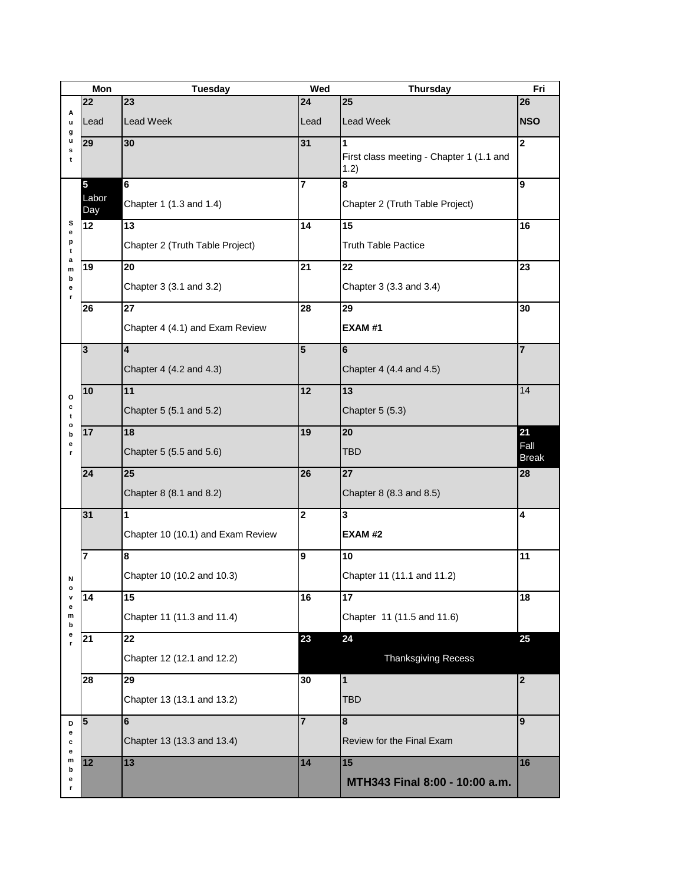| | Mon | Tuesday | Wed | Thursday | Fri |
|---|---|---|---|---|---|
| August | 22 Lead | 23 Lead Week | 24 Lead | 25 Lead Week | 26 NSO |
| | 29 | 30 | 31 | 1 First class meeting - Chapter 1 (1.1 and 1.2) | 2 |
| September | 5 Labor Day | 6 Chapter 1 (1.3 and 1.4) | 7 | 8 Chapter 2 (Truth Table Project) | 9 |
| | 12 | 13 Chapter 2 (Truth Table Project) | 14 | 15 Truth Table Pactice | 16 |
| | 19 | 20 Chapter 3 (3.1 and 3.2) | 21 | 22 Chapter 3 (3.3 and 3.4) | 23 |
| | 26 | 27 Chapter 4 (4.1) and Exam Review | 28 | 29 **EXAM #1** | 30 |
| October | 3 | 4 Chapter 4 (4.2 and 4.3) | 5 | 6 Chapter 4 (4.4 and 4.5) | 7 |
| | 10 | 11 Chapter 5 (5.1 and 5.2) | 12 | 13 Chapter 5 (5.3) | 14 |
| | 17 | 18 Chapter 5 (5.5 and 5.6) | 19 | 20 TBD | 21 Fall Break |
| | 24 | 25 Chapter 8 (8.1 and 8.2) | 26 | 27 Chapter 8 (8.3 and 8.5) | 28 |
| November | 31 | 1 Chapter 10 (10.1) and Exam Review | 2 | 3 **EXAM #2** | 4 |
| | 7 | 8 Chapter 10 (10.2 and 10.3) | 9 | 10 Chapter 11 (11.1 and 11.2) | 11 |
| | 14 | 15 Chapter 11 (11.3 and 11.4) | 16 | 17 Chapter 11 (11.5 and 11.6) | 18 |
| | 21 | 22 Chapter 12 (12.1 and 12.2) | 23 | 24 Thanksgiving Recess | 25 |
| | 28 | 29 Chapter 13 (13.1 and 13.2) | 30 | 1 TBD | 2 |
| December | 5 | 6 Chapter 13 (13.3 and 13.4) | 7 | 8 Review for the Final Exam | 9 |
| | 12 | 13 | 14 | 15 **MTH343 Final 8:00 - 10:00 a.m.** | 16 |